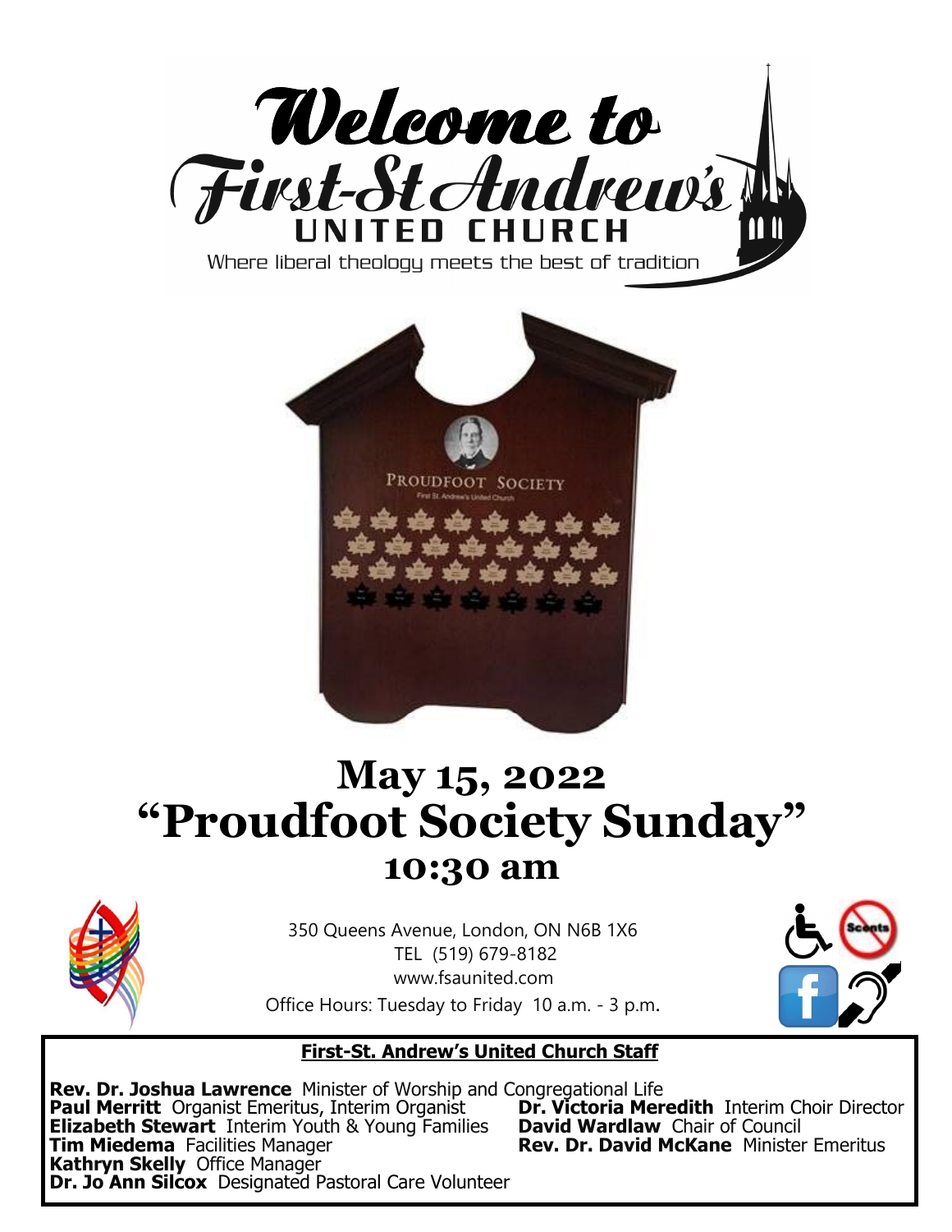# Welcome to First-St Andrew's United Church

Where liberal theology meets the best of tradition

PROUDFOOT SOCIETY

First St. Andrew's United Church

# May 15, 2022
# "Proudfoot Society Sunday"
## 10:30 am

350 Queens Avenue, London, ON N6B 1X6
TEL (519) 679-8182
www.fsaunited.com
Office Hours: Tuesday to Friday 10 a.m. - 3 p.m.

Scents

**First-St. Andrew's United Church Staff**

**Rev. Dr. Joshua Lawrence** Minister of Worship and Congregational Life
**Paul Merritt** Organist Emeritus, Interim Organist
**Dr. Victoria Meredith** Interim Choir Director
**Elizabeth Stewart** Interim Youth & Young Families
**David Wardlaw** Chair of Council
**Tim Miedema** Facilities Manager
**Rev. Dr. David McKane** Minister Emeritus
**Kathryn Skelly** Office Manager
**Dr. Jo Ann Silcox** Designated Pastoral Care Volunteer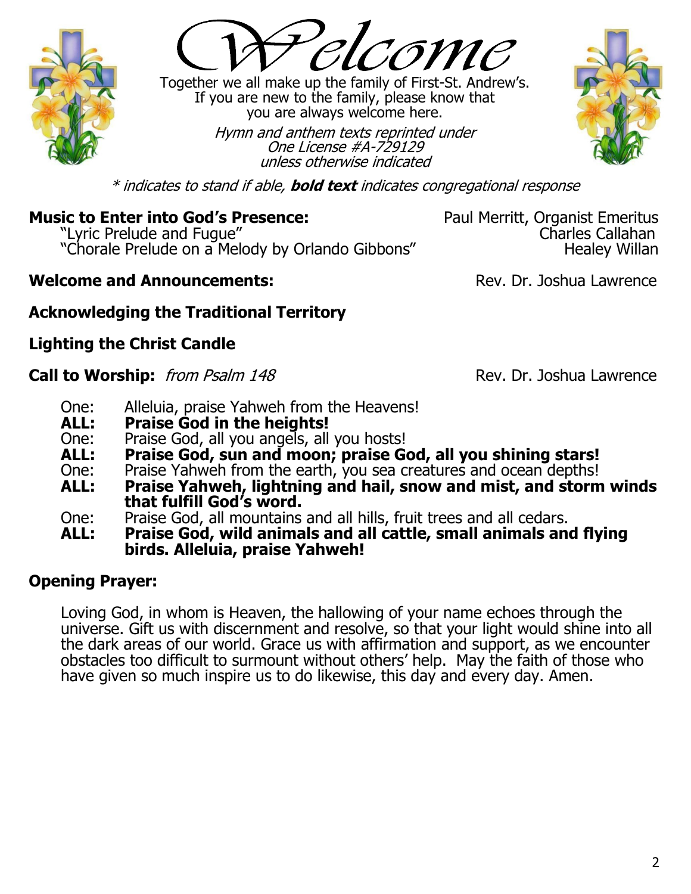# Welcome

Together we all make up the family of First-St. Andrew's.
If you are new to the family, please know that
you are always welcome here.

*Hymn and anthem texts reprinted under
One License #A-729129
unless otherwise indicated*

*\* indicates to stand if able,* ***bold text*** *indicates congregational response*

**Music to Enter into God's Presence:** Paul Merritt, Organist Emeritus

"Lyric Prelude and Fugue" Charles Callahan
"Chorale Prelude on a Melody by Orlando Gibbons" Healey Willan

**Welcome and Announcements:** Rev. Dr. Joshua Lawrence

**Acknowledging the Traditional Territory**

**Lighting the Christ Candle**

**Call to Worship:** *from Psalm 148* Rev. Dr. Joshua Lawrence

One: Alleluia, praise Yahweh from the Heavens!
**ALL: Praise God in the heights!**
One: Praise God, all you angels, all you hosts!
**ALL: Praise God, sun and moon; praise God, all you shining stars!**
One: Praise Yahweh from the earth, you sea creatures and ocean depths!
**ALL: Praise Yahweh, lightning and hail, snow and mist, and storm winds that fulfill God's word.**
One: Praise God, all mountains and all hills, fruit trees and all cedars.
**ALL: Praise God, wild animals and all cattle, small animals and flying birds. Alleluia, praise Yahweh!**

**Opening Prayer:**

Loving God, in whom is Heaven, the hallowing of your name echoes through the universe. Gift us with discernment and resolve, so that your light would shine into all the dark areas of our world. Grace us with affirmation and support, as we encounter obstacles too difficult to surmount without others' help. May the faith of those who have given so much inspire us to do likewise, this day and every day. Amen.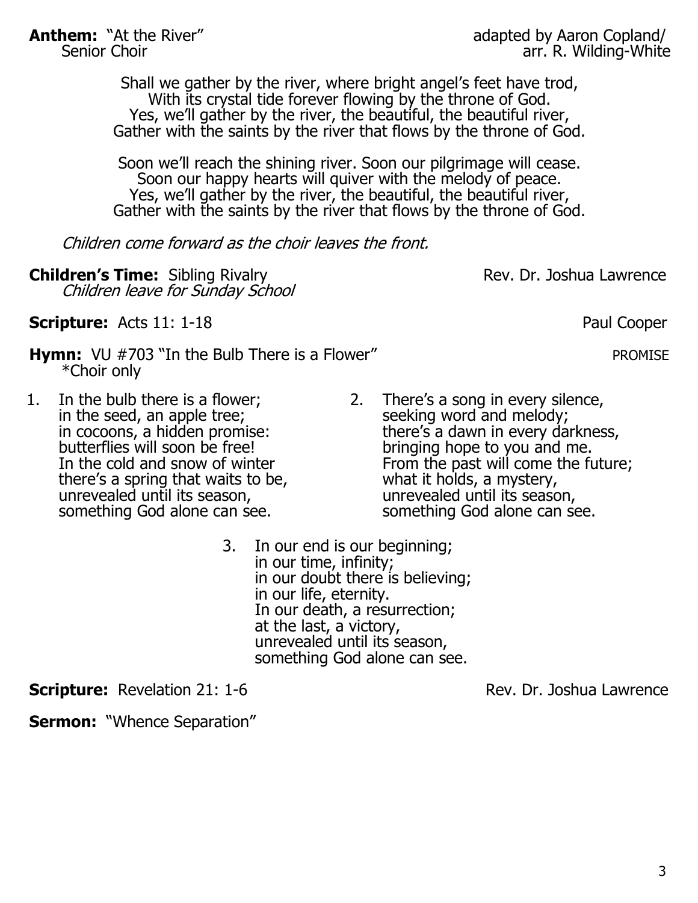**Anthem:** "At the River" adapted by Aaron Copland/
Senior Choir arr. R. Wilding-White

Shall we gather by the river, where bright angel's feet have trod,
With its crystal tide forever flowing by the throne of God.
Yes, we'll gather by the river, the beautiful, the beautiful river,
Gather with the saints by the river that flows by the throne of God.

Soon we'll reach the shining river. Soon our pilgrimage will cease.
Soon our happy hearts will quiver with the melody of peace.
Yes, we'll gather by the river, the beautiful, the beautiful river,
Gather with the saints by the river that flows by the throne of God.

*Children come forward as the choir leaves the front.*

**Children's Time:** Sibling Rivalry Rev. Dr. Joshua Lawrence
*Children leave for Sunday School*

**Scripture:** Acts 11: 1-18 Paul Cooper

**Hymn:** VU #703 "In the Bulb There is a Flower" PROMISE
*Choir only

1. In the bulb there is a flower;
in the seed, an apple tree;
in cocoons, a hidden promise:
butterflies will soon be free!
In the cold and snow of winter
there's a spring that waits to be,
unrevealed until its season,
something God alone can see.

2. There's a song in every silence,
seeking word and melody;
there's a dawn in every darkness,
bringing hope to you and me.
From the past will come the future;
what it holds, a mystery,
unrevealed until its season,
something God alone can see.

3. In our end is our beginning;
in our time, infinity;
in our doubt there is believing;
in our life, eternity.
In our death, a resurrection;
at the last, a victory,
unrevealed until its season,
something God alone can see.

**Scripture:** Revelation 21: 1-6 Rev. Dr. Joshua Lawrence

**Sermon:** "Whence Separation"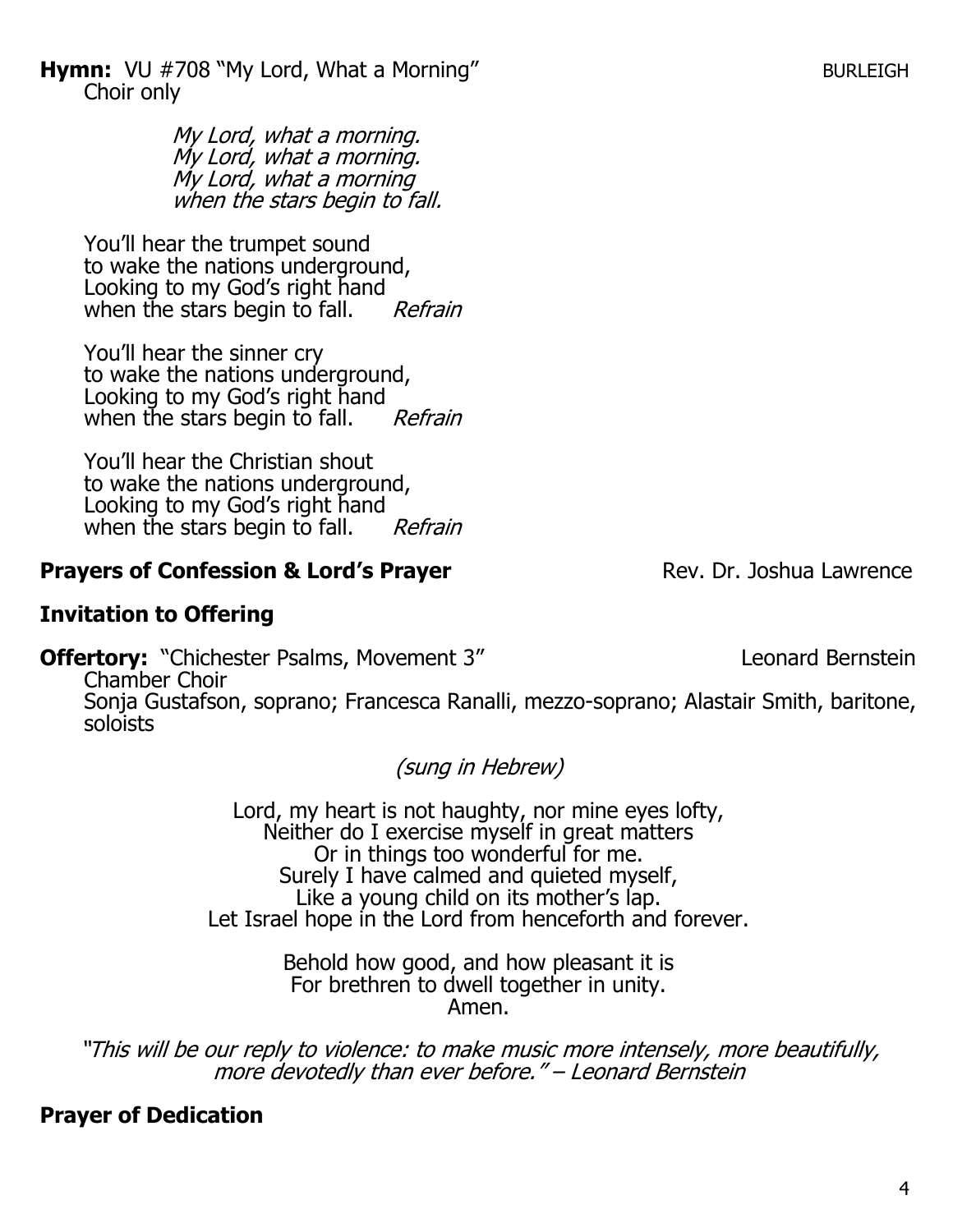**Hymn:** VU #708 "My Lord, What a Morning" BURLEIGH
Choir only

*My Lord, what a morning.*
*My Lord, what a morning.*
*My Lord, what a morning*
*when the stars begin to fall.*

You'll hear the trumpet sound
to wake the nations underground,
Looking to my God's right hand
when the stars begin to fall. *Refrain*

You'll hear the sinner cry
to wake the nations underground,
Looking to my God's right hand
when the stars begin to fall. *Refrain*

You'll hear the Christian shout
to wake the nations underground,
Looking to my God's right hand
when the stars begin to fall. *Refrain*

**Prayers of Confession & Lord's Prayer** Rev. Dr. Joshua Lawrence

**Invitation to Offering**

**Offertory:** "Chichester Psalms, Movement 3" Leonard Bernstein
Chamber Choir
Sonja Gustafson, soprano; Francesca Ranalli, mezzo-soprano; Alastair Smith, baritone, soloists

*(sung in Hebrew)*

Lord, my heart is not haughty, nor mine eyes lofty,
Neither do I exercise myself in great matters
Or in things too wonderful for me.
Surely I have calmed and quieted myself,
Like a young child on its mother's lap.
Let Israel hope in the Lord from henceforth and forever.

Behold how good, and how pleasant it is
For brethren to dwell together in unity.
Amen.

*"This will be our reply to violence: to make music more intensely, more beautifully, more devotedly than ever before." – Leonard Bernstein*

**Prayer of Dedication**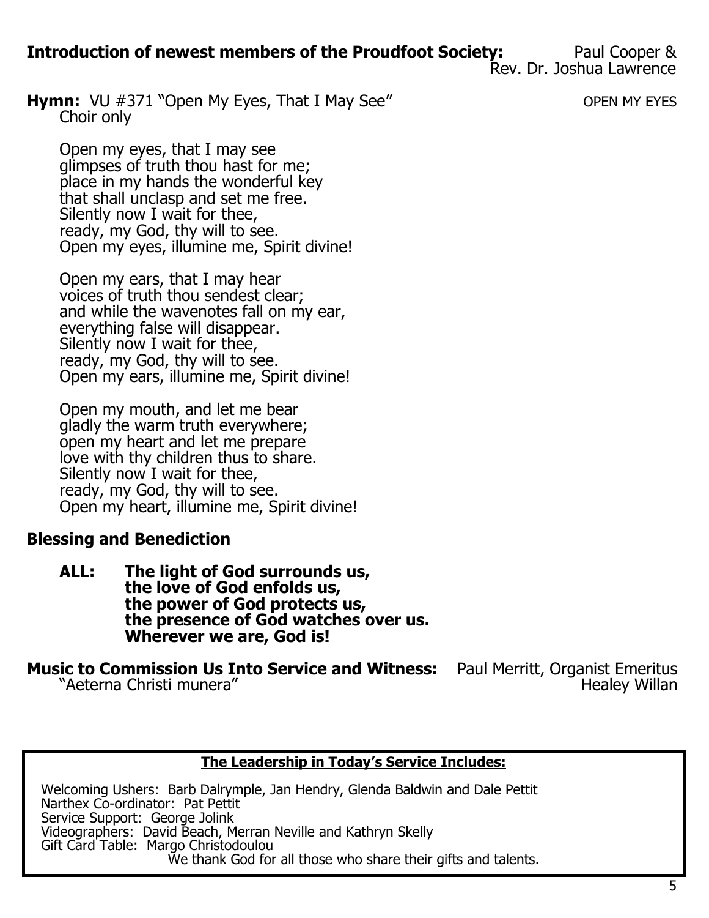**Introduction of newest members of the Proudfoot Society:** Paul Cooper & Rev. Dr. Joshua Lawrence

**Hymn:** VU #371 "Open My Eyes, That I May See" OPEN MY EYES
Choir only

Open my eyes, that I may see
glimpses of truth thou hast for me;
place in my hands the wonderful key
that shall unclasp and set me free.
Silently now I wait for thee,
ready, my God, thy will to see.
Open my eyes, illumine me, Spirit divine!

Open my ears, that I may hear
voices of truth thou sendest clear;
and while the wavenotes fall on my ear,
everything false will disappear.
Silently now I wait for thee,
ready, my God, thy will to see.
Open my ears, illumine me, Spirit divine!

Open my mouth, and let me bear
gladly the warm truth everywhere;
open my heart and let me prepare
love with thy children thus to share.
Silently now I wait for thee,
ready, my God, thy will to see.
Open my heart, illumine me, Spirit divine!

## Blessing and Benediction

**ALL: The light of God surrounds us,**
**the love of God enfolds us,**
**the power of God protects us,**
**the presence of God watches over us.**
**Wherever we are, God is!**

**Music to Commission Us Into Service and Witness:** Paul Merritt, Organist Emeritus
"Aeterna Christi munera" Healey Willan

**The Leadership in Today's Service Includes:**

Welcoming Ushers: Barb Dalrymple, Jan Hendry, Glenda Baldwin and Dale Pettit
Narthex Co-ordinator: Pat Pettit
Service Support: George Jolink
Videographers: David Beach, Merran Neville and Kathryn Skelly
Gift Card Table: Margo Christodoulou

We thank God for all those who share their gifts and talents.